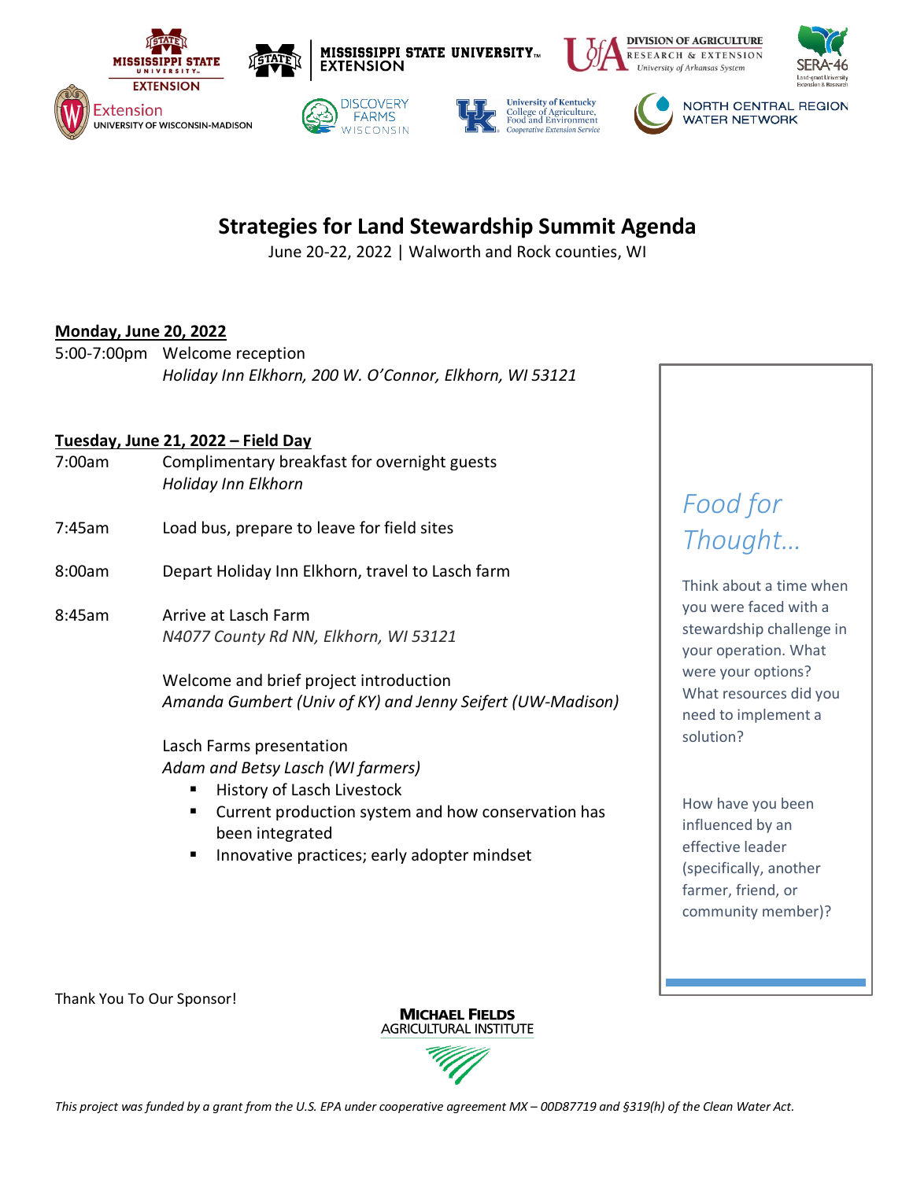# Strategies for Land Stewardship Summit Agenda

June 20-22, 2022 | Walworth and Rock counties, WI

**Monday, June 20, 2022**

5:00-7:00pm Welcome reception
*Holiday Inn Elkhorn, 200 W. O'Connor, Elkhorn, WI 53121*

**Tuesday, June 21, 2022 – Field Day**

7:00am Complimentary breakfast for overnight guests
*Holiday Inn Elkhorn*

7:45am Load bus, prepare to leave for field sites

8:00am Depart Holiday Inn Elkhorn, travel to Lasch farm

8:45am Arrive at Lasch Farm
*N4077 County Rd NN, Elkhorn, WI 53121*

Welcome and brief project introduction
*Amanda Gumbert (Univ of KY) and Jenny Seifert (UW-Madison)*

Lasch Farms presentation
*Adam and Betsy Lasch (WI farmers)*

- History of Lasch Livestock
- Current production system and how conservation has been integrated
- Innovative practices; early adopter mindset

## *Food for Thought…*

Think about a time when you were faced with a stewardship challenge in your operation. What were your options? What resources did you need to implement a solution?

How have you been influenced by an effective leader (specifically, another farmer, friend, or community member)?

Thank You To Our Sponsor!

MICHAEL FIELDS AGRICULTURAL INSTITUTE

*This project was funded by a grant from the U.S. EPA under cooperative agreement MX – 00D87719 and §319(h) of the Clean Water Act.*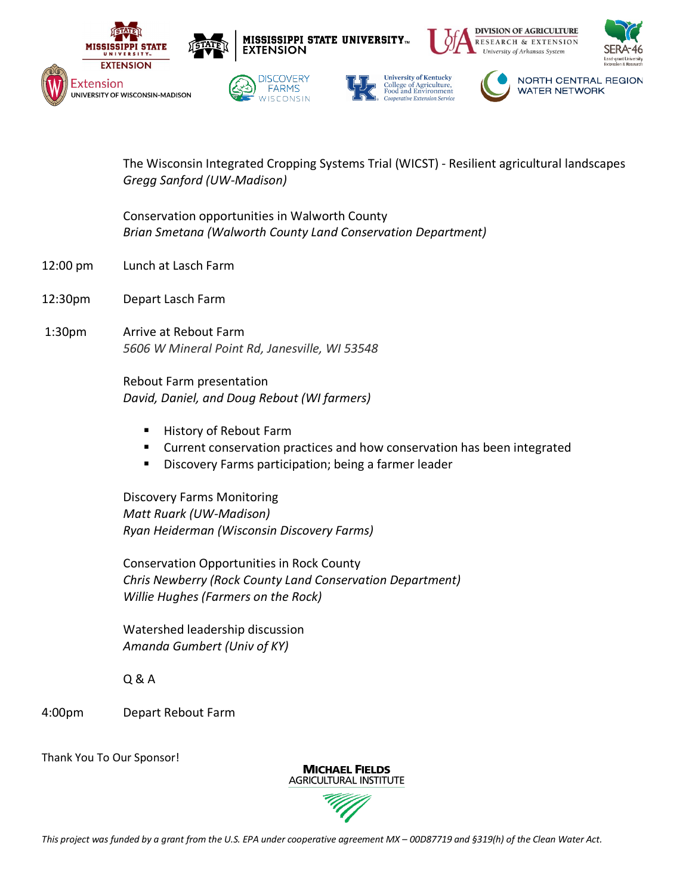The Wisconsin Integrated Cropping Systems Trial (WICST) - Resilient agricultural landscapes
*Gregg Sanford (UW-Madison)*

Conservation opportunities in Walworth County
*Brian Smetana (Walworth County Land Conservation Department)*

12:00 pm Lunch at Lasch Farm

12:30pm Depart Lasch Farm

1:30pm Arrive at Rebout Farm
*5606 W Mineral Point Rd, Janesville, WI 53548*

Rebout Farm presentation
*David, Daniel, and Doug Rebout (WI farmers)*

- History of Rebout Farm
- Current conservation practices and how conservation has been integrated
- Discovery Farms participation; being a farmer leader

Discovery Farms Monitoring
*Matt Ruark (UW-Madison)*
*Ryan Heiderman (Wisconsin Discovery Farms)*

Conservation Opportunities in Rock County
*Chris Newberry (Rock County Land Conservation Department)*
*Willie Hughes (Farmers on the Rock)*

Watershed leadership discussion
*Amanda Gumbert (Univ of KY)*

Q & A

4:00pm Depart Rebout Farm

Thank You To Our Sponsor!

Michael Fields Agricultural Institute

*This project was funded by a grant from the U.S. EPA under cooperative agreement MX – 00D87719 and §319(h) of the Clean Water Act.*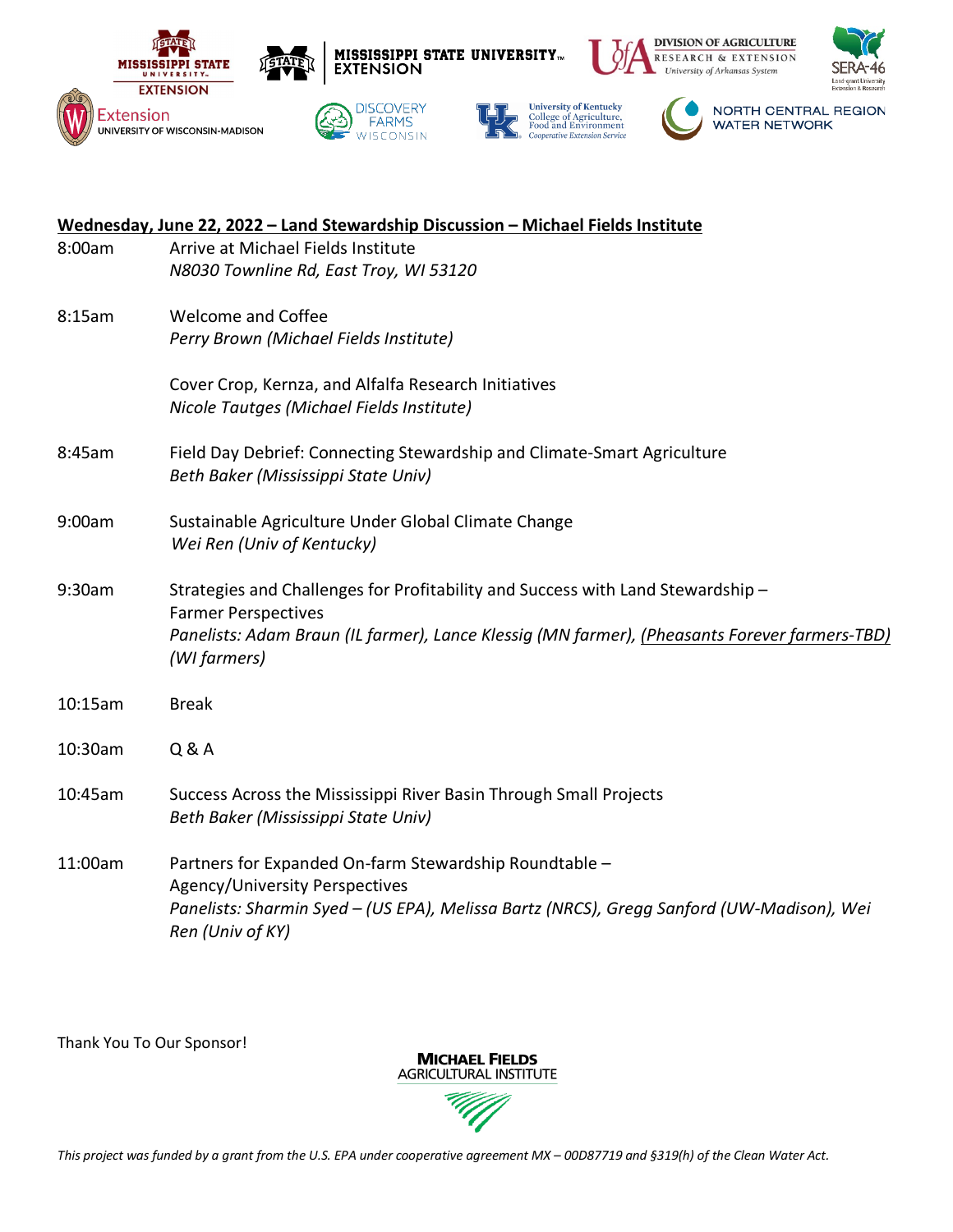Wednesday, June 22, 2022 – Land Stewardship Discussion – Michael Fields Institute

| | |
|---|---|
| 8:00am | Arrive at Michael Fields Institute<br>*N8030 Townline Rd, East Troy, WI 53120* |
| 8:15am | Welcome and Coffee<br>*Perry Brown (Michael Fields Institute)* |
| | Cover Crop, Kernza, and Alfalfa Research Initiatives<br>*Nicole Tautges (Michael Fields Institute)* |
| 8:45am | Field Day Debrief: Connecting Stewardship and Climate-Smart Agriculture<br>*Beth Baker (Mississippi State Univ)* |
| 9:00am | Sustainable Agriculture Under Global Climate Change<br>*Wei Ren (Univ of Kentucky)* |
| 9:30am | Strategies and Challenges for Profitability and Success with Land Stewardship – Farmer Perspectives<br>*Panelists: Adam Braun (IL farmer), Lance Klessig (MN farmer), (Pheasants Forever farmers-TBD) (WI farmers)* |
| 10:15am | Break |
| 10:30am | Q & A |
| 10:45am | Success Across the Mississippi River Basin Through Small Projects<br>*Beth Baker (Mississippi State Univ)* |
| 11:00am | Partners for Expanded On-farm Stewardship Roundtable – Agency/University Perspectives<br>*Panelists: Sharmin Syed – (US EPA), Melissa Bartz (NRCS), Gregg Sanford (UW-Madison), Wei Ren (Univ of KY)* |

Thank You To Our Sponsor!

MICHAEL FIELDS AGRICULTURAL INSTITUTE

*This project was funded by a grant from the U.S. EPA under cooperative agreement MX – 00D87719 and §319(h) of the Clean Water Act.*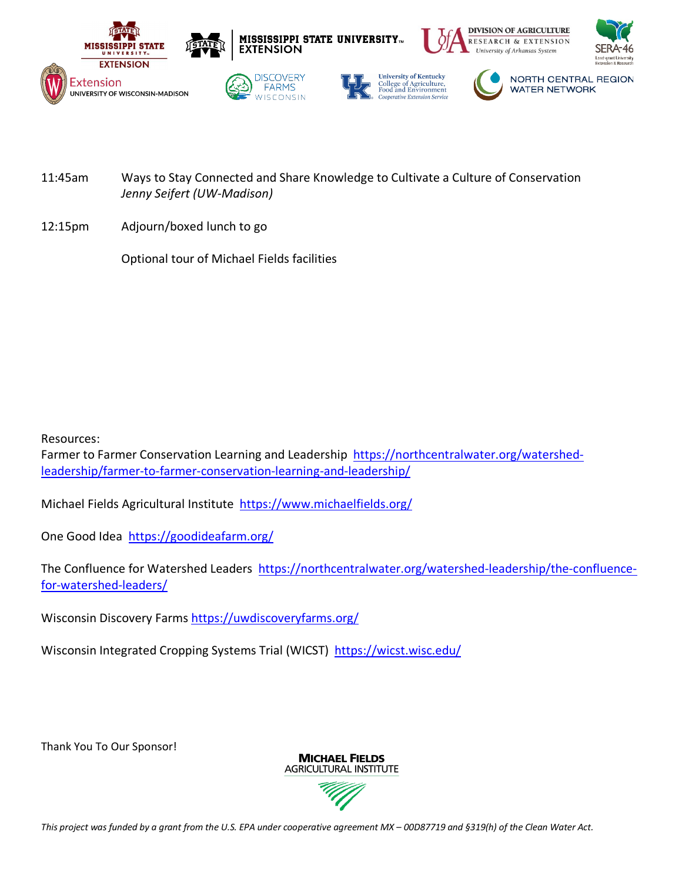11:45am Ways to Stay Connected and Share Knowledge to Cultivate a Culture of Conservation
*Jenny Seifert (UW-Madison)*

12:15pm Adjourn/boxed lunch to go

Optional tour of Michael Fields facilities

Resources:

Farmer to Farmer Conservation Learning and Leadership https://northcentralwater.org/watershed-leadership/farmer-to-farmer-conservation-learning-and-leadership/

Michael Fields Agricultural Institute https://www.michaelfields.org/

One Good Idea https://goodideafarm.org/

The Confluence for Watershed Leaders https://northcentralwater.org/watershed-leadership/the-confluence-for-watershed-leaders/

Wisconsin Discovery Farms https://uwdiscoveryfarms.org/

Wisconsin Integrated Cropping Systems Trial (WICST) https://wicst.wisc.edu/

Thank You To Our Sponsor!

Michael Fields Agricultural Institute

*This project was funded by a grant from the U.S. EPA under cooperative agreement MX – 00D87719 and §319(h) of the Clean Water Act.*